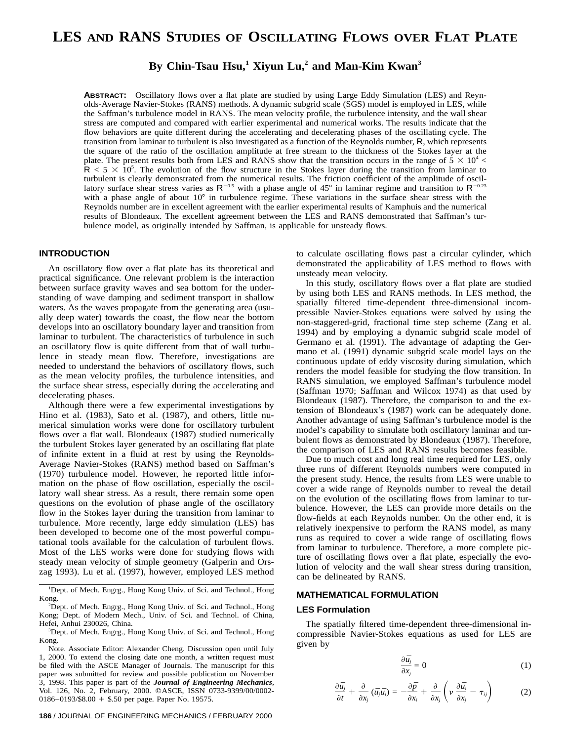# LES AND RANS STUDIES OF OSCILLATING FLOWS OVER FLAT PLATE

**By Chin-Tsau Hsu,[1] Xiyun Lu,[2] and Man-Kim Kwan[3]**

**ABSTRACT:** Oscillatory flows over a flat plate are studied by using Large Eddy Simulation (LES) and Reynolds-Average Navier-Stokes (RANS) methods. A dynamic subgrid scale (SGS) model is employed in LES, while the Saffman's turbulence model in RANS. The mean velocity profile, the turbulence intensity, and the wall shear stress are computed and compared with earlier experimental and numerical works. The results indicate that the flow behaviors are quite different during the accelerating and decelerating phases of the oscillating cycle. The transition from laminar to turbulent is also investigated as a function of the Reynolds number, R, which represents the square of the ratio of the oscillation amplitude at free stream to the thickness of the Stokes layer at the plate. The present results both from LES and RANS show that the transition occurs in the range of $5 \times 10^4 < R < 5 \times 10^5$. The evolution of the flow structure in the Stokes layer during the transition from laminar to turbulent is clearly demonstrated from the numerical results. The friction coefficient of the amplitude of oscillatory surface shear stress varies as $R^{-0.5}$ with a phase angle of 45° in laminar regime and transition to $R^{-0.23}$ with a phase angle of about 10° in turbulence regime. These variations in the surface shear stress with the Reynolds number are in excellent agreement with the earlier experimental results of Kamphuis and the numerical results of Blondeaux. The excellent agreement between the LES and RANS demonstrated that Saffman's turbulence model, as originally intended by Saffman, is applicable for unsteady flows.

## INTRODUCTION

An oscillatory flow over a flat plate has its theoretical and practical significance. One relevant problem is the interaction between surface gravity waves and sea bottom for the understanding of wave damping and sediment transport in shallow waters. As the waves propagate from the generating area (usually deep water) towards the coast, the flow near the bottom develops into an oscillatory boundary layer and transition from laminar to turbulent. The characteristics of turbulence in such an oscillatory flow is quite different from that of wall turbulence in steady mean flow. Therefore, investigations are needed to understand the behaviors of oscillatory flows, such as the mean velocity profiles, the turbulence intensities, and the surface shear stress, especially during the accelerating and decelerating phases.

Although there were a few experimental investigations by Hino et al. (1983), Sato et al. (1987), and others, little numerical simulation works were done for oscillatory turbulent flows over a flat wall. Blondeaux (1987) studied numerically the turbulent Stokes layer generated by an oscillating flat plate of infinite extent in a fluid at rest by using the Reynolds-Average Navier-Stokes (RANS) method based on Saffman's (1970) turbulence model. However, he reported little information on the phase of flow oscillation, especially the oscillatory wall shear stress. As a result, there remain some open questions on the evolution of phase angle of the oscillatory flow in the Stokes layer during the transition from laminar to turbulence. More recently, large eddy simulation (LES) has been developed to become one of the most powerful computational tools available for the calculation of turbulent flows. Most of the LES works were done for studying flows with steady mean velocity of simple geometry (Galperin and Orszag 1993). Lu et al. (1997), however, employed LES method to calculate oscillating flows past a circular cylinder, which demonstrated the applicability of LES method to flows with unsteady mean velocity.

In this study, oscillatory flows over a flat plate are studied by using both LES and RANS methods. In LES method, the spatially filtered time-dependent three-dimensional incompressible Navier-Stokes equations were solved by using the non-staggered-grid, fractional time step scheme (Zang et al. 1994) and by employing a dynamic subgrid scale model of Germano et al. (1991). The advantage of adapting the Germano et al. (1991) dynamic subgrid scale model lays on the continuous update of eddy viscosity during simulation, which renders the model feasible for studying the flow transition. In RANS simulation, we employed Saffman's turbulence model (Saffman 1970; Saffman and Wilcox 1974) as that used by Blondeaux (1987). Therefore, the comparison to and the extension of Blondeaux's (1987) work can be adequately done. Another advantage of using Saffman's turbulence model is the model's capability to simulate both oscillatory laminar and turbulent flows as demonstrated by Blondeaux (1987). Therefore, the comparison of LES and RANS results becomes feasible.

Due to much cost and long real time required for LES, only three runs of different Reynolds numbers were computed in the present study. Hence, the results from LES were unable to cover a wide range of Reynolds number to reveal the detail on the evolution of the oscillating flows from laminar to turbulence. However, the LES can provide more details on the flow-fields at each Reynolds number. On the other end, it is relatively inexpensive to perform the RANS model, as many runs as required to cover a wide range of oscillating flows from laminar to turbulence. Therefore, a more complete picture of oscillating flows over a flat plate, especially the evolution of velocity and the wall shear stress during transition, can be delineated by RANS.

## MATHEMATICAL FORMULATION

### LES Formulation

The spatially filtered time-dependent three-dimensional incompressible Navier-Stokes equations as used for LES are given by

$$\frac{\partial \bar{u}_j}{\partial x_j} = 0 \tag{1}$$

$$\frac{\partial \bar{u}_j}{\partial t} + \frac{\partial}{\partial x_j}(\bar{u}_j \bar{u}_i) = -\frac{\partial \bar{p}}{\partial x_i} + \frac{\partial}{\partial x_j}\left(\nu \frac{\partial \bar{u}_i}{\partial x_j} - \tau_{ij}\right) \tag{2}$$

---

[1] Dept. of Mech. Engrg., Hong Kong Univ. of Sci. and Technol., Hong Kong.

[2] Dept. of Mech. Engrg., Hong Kong Univ. of Sci. and Technol., Hong Kong; Dept. of Modern Mech., Univ. of Sci. and Technol. of China, Hefei, Anhui 230026, China.

[3] Dept. of Mech. Engrg., Hong Kong Univ. of Sci. and Technol., Hong Kong.

Note. Associate Editor: Alexander Cheng. Discussion open until July 1, 2000. To extend the closing date one month, a written request must be filed with the ASCE Manager of Journals. The manuscript for this paper was submitted for review and possible publication on November 3, 1998. This paper is part of the ***Journal of Engineering Mechanics***, Vol. 126, No. 2, February, 2000. ©ASCE, ISSN 0733-9399/00/0002-0186–0193/$8.00 + $.50 per page. Paper No. 19575.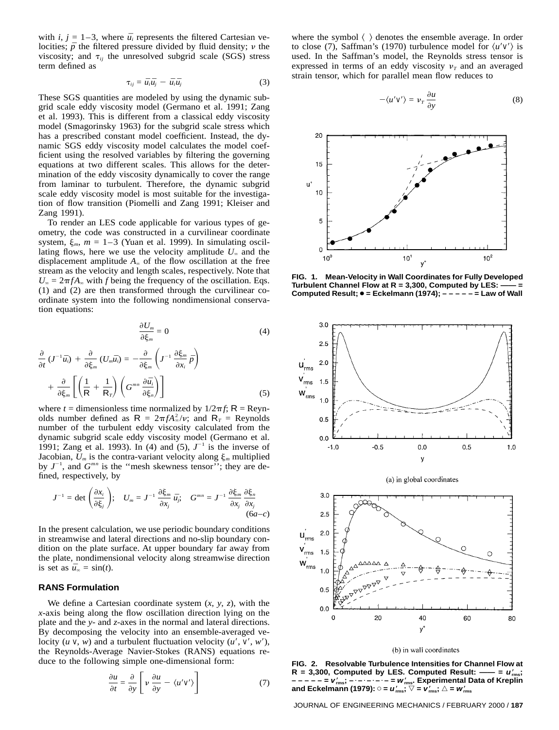with $i, j = 1$–$3$, where $\bar{u}_i$ represents the filtered Cartesian velocities; $\bar{p}$ the filtered pressure divided by fluid density; $\nu$ the viscosity; and $\tau_{ij}$ the unresolved subgrid scale (SGS) stress term defined as

$$\tau_{ij} = \overline{u_i u_j} - \bar{u}_i \bar{u}_j \tag{3}$$

These SGS quantities are modeled by using the dynamic subgrid scale eddy viscosity model (Germano et al. 1991; Zang et al. 1993). This is different from a classical eddy viscosity model (Smagorinsky 1963) for the subgrid scale stress which has a prescribed constant model coefficient. Instead, the dynamic SGS eddy viscosity model calculates the model coefficient using the resolved variables by filtering the governing equations at two different scales. This allows for the determination of the eddy viscosity dynamically to cover the range from laminar to turbulent. Therefore, the dynamic subgrid scale eddy viscosity model is most suitable for the investigation of flow transition (Piomelli and Zang 1991; Kleiser and Zang 1991).

To render an LES code applicable for various types of geometry, the code was constructed in a curvilinear coordinate system, $\xi_m$, $m = 1$–$3$ (Yuan et al. 1999). In simulating oscillating flows, here we use the velocity amplitude $U_\infty$ and the displacement amplitude $A_\infty$ of the flow oscillation at the free stream as the velocity and length scales, respectively. Note that $U_\infty = 2\pi f A_\infty$ with $f$ being the frequency of the oscillation. Eqs. (1) and (2) are then transformed through the curvilinear coordinate system into the following nondimensional conservation equations:

$$\frac{\partial U_m}{\partial \xi_m} = 0 \tag{4}$$

$$\frac{\partial}{\partial t}(J^{-1}\bar{u}_i) + \frac{\partial}{\partial \xi_m}(U_m \bar{u}_i) = -\frac{\partial}{\partial \xi_m}\left(J^{-1}\frac{\partial \xi_m}{\partial x_i}\bar{p}\right) + \frac{\partial}{\partial \xi_m}\left[\left(\frac{1}{\mathsf{R}} + \frac{1}{\mathsf{R}_T}\right)\left(G^{mn}\frac{\partial \bar{u}_i}{\partial \xi_n}\right)\right] \tag{5}$$

where $t$ = dimensionless time normalized by $1/2\pi f$; $\mathsf{R}$ = Reynolds number defined as $\mathsf{R} = 2\pi f A_\infty^2/\nu$; and $\mathsf{R}_T$ = Reynolds number of the turbulent eddy viscosity calculated from the dynamic subgrid scale eddy viscosity model (Germano et al. 1991; Zang et al. 1993). In (4) and (5), $J^{-1}$ is the inverse of Jacobian, $U_m$ is the contra-variant velocity along $\xi_m$ multiplied by $J^{-1}$, and $G^{mn}$ is the ''mesh skewness tensor''; they are defined, respectively, by

$$J^{-1} = \det\left(\frac{\partial x_i}{\partial \xi_j}\right); \quad U_m = J^{-1}\frac{\partial \xi_m}{\partial x_j}\bar{u}_j; \quad G^{mn} = J^{-1}\frac{\partial \xi_m}{\partial x_j}\frac{\partial \xi_n}{\partial x_j} \tag{6a–c}$$

In the present calculation, we use periodic boundary conditions in streamwise and lateral directions and no-slip boundary condition on the plate surface. At upper boundary far away from the plate, nondimensional velocity along streamwise direction is set as $\bar{u}_\infty = \sin(t)$.

### RANS Formulation

We define a Cartesian coordinate system $(x, y, z)$, with the $x$-axis being along the flow oscillation direction lying on the plate and the $y$- and $z$-axes in the normal and lateral directions. By decomposing the velocity into an ensemble-averaged velocity $(u\ \mathsf{v}, w)$ and a turbulent fluctuation velocity $(u', \mathsf{v}', w')$, the Reynolds-Average Navier-Stokes (RANS) equations reduce to the following simple one-dimensional form:

$$\frac{\partial u}{\partial t} = \frac{\partial}{\partial y}\left[\nu\frac{\partial u}{\partial y} - \langle u'\mathsf{v}'\rangle\right] \tag{7}$$

where the symbol $\langle\ \rangle$ denotes the ensemble average. In order to close (7), Saffman's (1970) turbulence model for $\langle u'\mathsf{v}'\rangle$ is used. In the Saffman's model, the Reynolds stress tensor is expressed in terms of an eddy viscosity $\nu_T$ and an averaged strain tensor, which for parallel mean flow reduces to

$$-\langle u'\mathsf{v}'\rangle = \nu_T\frac{\partial u}{\partial y} \tag{8}$$

**FIG. 1. Mean-Velocity in Wall Coordinates for Fully Developed Turbulent Channel Flow at R = 3,300, Computed by LES: —— = Computed Result; ● = Eckelmann (1974); – – – – – = Law of Wall**

(a) in global coordinates

(b) in wall coordinates

**FIG. 2. Resolvable Turbulence Intensities for Channel Flow at R = 3,300, Computed by LES. Computed Result: —— = $u'_{rms}$; – – – – – = $\mathsf{v}'_{rms}$; – · – · – · – = $w'_{rms}$. Experimental Data of Kreplin and Eckelmann (1979): ○ = $u'_{rms}$; ▽ = $\mathsf{v}'_{rms}$; △ = $w'_{rms}$**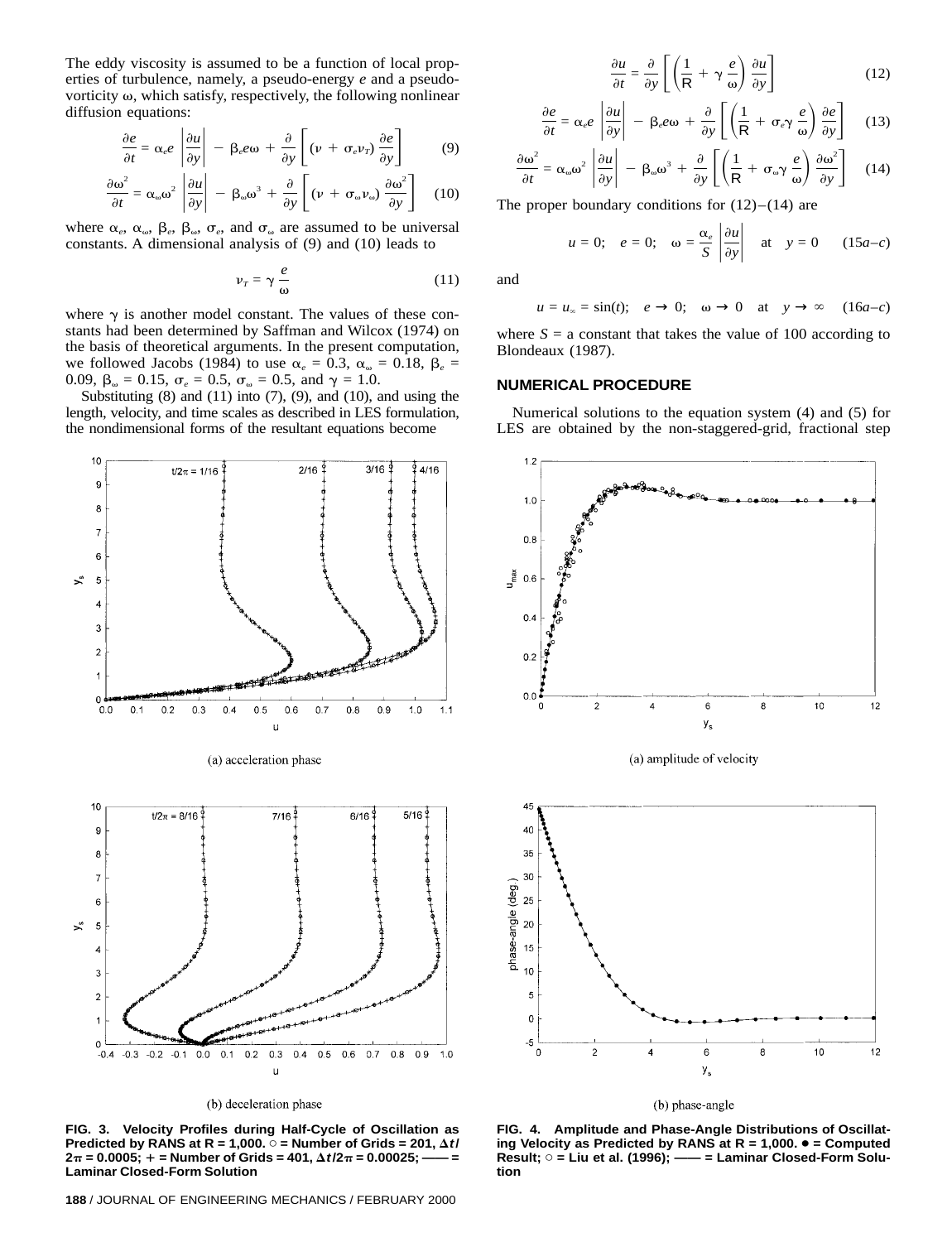The eddy viscosity is assumed to be a function of local properties of turbulence, namely, a pseudo-energy $e$ and a pseudo-vorticity $\omega$, which satisfy, respectively, the following nonlinear diffusion equations:

$$\frac{\partial e}{\partial t} = \alpha_e e \left|\frac{\partial u}{\partial y}\right| - \beta_e e\omega + \frac{\partial}{\partial y}\left[(\nu + \sigma_e \nu_T)\frac{\partial e}{\partial y}\right] \tag{9}$$

$$\frac{\partial \omega^2}{\partial t} = \alpha_\omega \omega^2 \left|\frac{\partial u}{\partial y}\right| - \beta_\omega \omega^3 + \frac{\partial}{\partial y}\left[(\nu + \sigma_\omega \nu_\omega)\frac{\partial \omega^2}{\partial y}\right] \tag{10}$$

where $\alpha_e$, $\alpha_\omega$, $\beta_e$, $\beta_\omega$, $\sigma_e$, and $\sigma_\omega$ are assumed to be universal constants. A dimensional analysis of (9) and (10) leads to

$$\nu_T = \gamma \frac{e}{\omega} \tag{11}$$

where $\gamma$ is another model constant. The values of these constants had been determined by Saffman and Wilcox (1974) on the basis of theoretical arguments. In the present computation, we followed Jacobs (1984) to use $\alpha_e = 0.3$, $\alpha_\omega = 0.18$, $\beta_e = 0.09$, $\beta_\omega = 0.15$, $\sigma_e = 0.5$, $\sigma_\omega = 0.5$, and $\gamma = 1.0$.

Substituting (8) and (11) into (7), (9), and (10), and using the length, velocity, and time scales as described in LES formulation, the nondimensional forms of the resultant equations become

$$\frac{\partial u}{\partial t} = \frac{\partial}{\partial y}\left[\left(\frac{1}{\mathrm{R}} + \gamma\frac{e}{\omega}\right)\frac{\partial u}{\partial y}\right] \tag{12}$$

$$\frac{\partial e}{\partial t} = \alpha_e e \left|\frac{\partial u}{\partial y}\right| - \beta_e e\omega + \frac{\partial}{\partial y}\left[\left(\frac{1}{\mathrm{R}} + \sigma_e\gamma\frac{e}{\omega}\right)\frac{\partial e}{\partial y}\right] \tag{13}$$

$$\frac{\partial \omega^2}{\partial t} = \alpha_\omega \omega^2 \left|\frac{\partial u}{\partial y}\right| - \beta_\omega \omega^3 + \frac{\partial}{\partial y}\left[\left(\frac{1}{\mathrm{R}} + \sigma_\omega\gamma\frac{e}{\omega}\right)\frac{\partial \omega^2}{\partial y}\right] \tag{14}$$

The proper boundary conditions for (12)–(14) are

$$u = 0; \quad e = 0; \quad \omega = \frac{\alpha_e}{S}\left|\frac{\partial u}{\partial y}\right| \quad \text{at} \quad y = 0 \tag{15a–c}$$

and

$$u = u_\infty = \sin(t); \quad e \to 0; \quad \omega \to 0 \quad \text{at} \quad y \to \infty \tag{16a–c}$$

where $S$ = a constant that takes the value of 100 according to Blondeaux (1987).

## NUMERICAL PROCEDURE

Numerical solutions to the equation system (4) and (5) for LES are obtained by the non-staggered-grid, fractional step

(a) acceleration phase

(b) deceleration phase

**FIG. 3. Velocity Profiles during Half-Cycle of Oscillation as Predicted by RANS at R = 1,000. ○ = Number of Grids = 201, $\Delta t/2\pi = 0.0005$; + = Number of Grids = 401, $\Delta t/2\pi = 0.00025$; —— = Laminar Closed-Form Solution**

(a) amplitude of velocity

(b) phase-angle

**FIG. 4. Amplitude and Phase-Angle Distributions of Oscillating Velocity as Predicted by RANS at R = 1,000. ● = Computed Result; ○ = Liu et al. (1996); —— = Laminar Closed-Form Solution**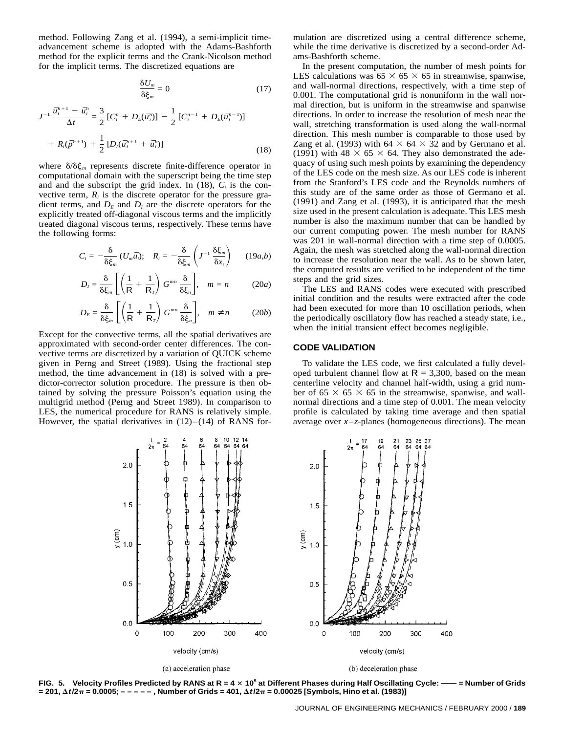method. Following Zang et al. (1994), a semi-implicit time-advancement scheme is adopted with the Adams-Bashforth method for the explicit terms and the Crank-Nicolson method for the implicit terms. The discretized equations are

$$\frac{\delta U_m}{\delta \xi_m} = 0 \tag{17}$$

$$J^{-1}\frac{\bar{u}_i^{n+1} - \bar{u}_i^n}{\Delta t} = \frac{3}{2}[C_i^n + D_E(\bar{u}_i^n)] - \frac{1}{2}[C_i^{n-1} + D_E(\bar{u}_i^{n-1})] + R_i(\bar{p}^{n+1}) + \frac{1}{2}[D_I(\bar{u}_i^{n+1} + \bar{u}_i^n)] \tag{18}$$

where $\delta/\delta\xi_m$ represents discrete finite-difference operator in computational domain with the superscript being the time step and and the subscript the grid index. In (18), $C_i$ is the convective term, $R_i$ is the discrete operator for the pressure gradient terms, and $D_E$ and $D_I$ are the discrete operators for the explicitly treated off-diagonal viscous terms and the implicitly treated diagonal viscous terms, respectively. These terms have the following forms:

$$C_i = -\frac{\delta}{\delta \xi_m}(U_m \bar{u}_i); \quad R_i = -\frac{\delta}{\delta \xi_m}\left(J^{-1}\frac{\delta \xi_m}{\delta x_i}\right) \tag{19a,b}$$

$$D_I = \frac{\delta}{\delta \xi_m}\left[\left(\frac{1}{\mathsf{R}} + \frac{1}{\mathsf{R}_T}\right)G^{mn}\frac{\delta}{\delta \xi_n}\right], \quad m = n \tag{20a}$$

$$D_E = \frac{\delta}{\delta \xi_m}\left[\left(\frac{1}{\mathsf{R}} + \frac{1}{\mathsf{R}_T}\right)G^{mn}\frac{\delta}{\delta \xi_n}\right], \quad m \neq n \tag{20b}$$

Except for the convective terms, all the spatial derivatives are approximated with second-order center differences. The convective terms are discretized by a variation of QUICK scheme given in Perng and Street (1989). Using the fractional step method, the time advancement in (18) is solved with a predictor-corrector solution procedure. The pressure is then obtained by solving the pressure Poisson's equation using the multigrid method (Perng and Street 1989). In comparison to LES, the numerical procedure for RANS is relatively simple. However, the spatial derivatives in (12)–(14) of RANS formulation are discretized using a central difference scheme, while the time derivative is discretized by a second-order Adams-Bashforth scheme.

In the present computation, the number of mesh points for LES calculations was $65 \times 65 \times 65$ in streamwise, spanwise, and wall-normal directions, respectively, with a time step of 0.001. The computational grid is nonuniform in the wall normal direction, but is uniform in the streamwise and spanwise directions. In order to increase the resolution of mesh near the wall, stretching transformation is used along the wall-normal direction. This mesh number is comparable to those used by Zang et al. (1993) with $64 \times 64 \times 32$ and by Germano et al. (1991) with $48 \times 65 \times 64$. They also demonstrated the adequacy of using such mesh points by examining the dependency of the LES code on the mesh size. As our LES code is inherent from the Stanford's LES code and the Reynolds numbers of this study are of the same order as those of Germano et al. (1991) and Zang et al. (1993), it is anticipated that the mesh size used in the present calculation is adequate. This LES mesh number is also the maximum number that can be handled by our current computing power. The mesh number for RANS was 201 in wall-normal direction with a time step of 0.0005. Again, the mesh was stretched along the wall-normal direction to increase the resolution near the wall. As to be shown later, the computed results are verified to be independent of the time steps and the grid sizes.

The LES and RANS codes were executed with prescribed initial condition and the results were extracted after the code had been executed for more than 10 oscillation periods, when the periodically oscillatory flow has reached a steady state, i.e., when the initial transient effect becomes negligible.

## CODE VALIDATION

To validate the LES code, we first calculated a fully developed turbulent channel flow at $\mathsf{R} = 3{,}300$, based on the mean centerline velocity and channel half-width, using a grid number of $65 \times 65 \times 65$ in the streamwise, spanwise, and wall-normal directions and a time step of 0.001. The mean velocity profile is calculated by taking time average and then spatial average over $x$–$z$-planes (homogeneous directions). The mean

(a) acceleration phase

(b) deceleration phase

**FIG. 5. Velocity Profiles Predicted by RANS at $\mathsf{R} = 4 \times 10^5$ at Different Phases during Half Oscillating Cycle: —— = Number of Grids = 201, $\Delta t/2\pi = 0.0005$; – – – – –, Number of Grids = 401, $\Delta t/2\pi = 0.00025$ [Symbols, Hino et al. (1983)]**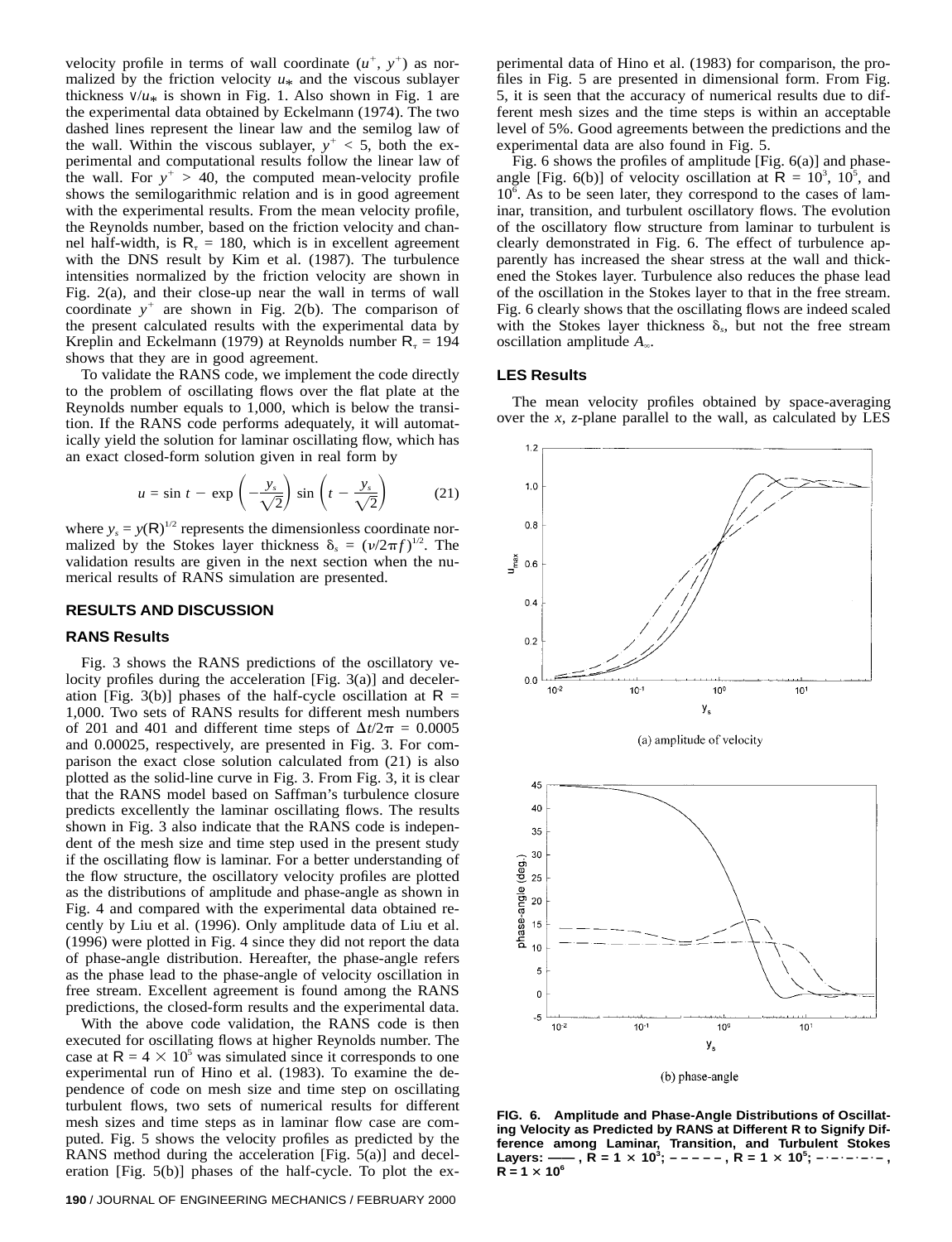velocity profile in terms of wall coordinate ($u^+$, $y^+$) as normalized by the friction velocity $u_*$ and the viscous sublayer thickness $\nu/u_*$ is shown in Fig. 1. Also shown in Fig. 1 are the experimental data obtained by Eckelmann (1974). The two dashed lines represent the linear law and the semilog law of the wall. Within the viscous sublayer, $y^+ < 5$, both the experimental and computational results follow the linear law of the wall. For $y^+ > 40$, the computed mean-velocity profile shows the semilogarithmic relation and is in good agreement with the experimental results. From the mean velocity profile, the Reynolds number, based on the friction velocity and channel half-width, is $R_\tau = 180$, which is in excellent agreement with the DNS result by Kim et al. (1987). The turbulence intensities normalized by the friction velocity are shown in Fig. 2(a), and their close-up near the wall in terms of wall coordinate $y^+$ are shown in Fig. 2(b). The comparison of the present calculated results with the experimental data by Kreplin and Eckelmann (1979) at Reynolds number $R_\tau = 194$ shows that they are in good agreement.

To validate the RANS code, we implement the code directly to the problem of oscillating flows over the flat plate at the Reynolds number equals to 1,000, which is below the transition. If the RANS code performs adequately, it will automatically yield the solution for laminar oscillating flow, which has an exact closed-form solution given in real form by

$$u = \sin t - \exp\left(-\frac{y_s}{\sqrt{2}}\right)\sin\left(t - \frac{y_s}{\sqrt{2}}\right) \tag{21}$$

where $y_s = y(R)^{1/2}$ represents the dimensionless coordinate normalized by the Stokes layer thickness $\delta_s = (\nu/2\pi f)^{1/2}$. The validation results are given in the next section when the numerical results of RANS simulation are presented.

## RESULTS AND DISCUSSION

### RANS Results

Fig. 3 shows the RANS predictions of the oscillatory velocity profiles during the acceleration [Fig. 3(a)] and deceleration [Fig. 3(b)] phases of the half-cycle oscillation at $R$ = 1,000. Two sets of RANS results for different mesh numbers of 201 and 401 and different time steps of $\Delta t/2\pi$ = 0.0005 and 0.00025, respectively, are presented in Fig. 3. For comparison the exact close solution calculated from (21) is also plotted as the solid-line curve in Fig. 3. From Fig. 3, it is clear that the RANS model based on Saffman's turbulence closure predicts excellently the laminar oscillating flows. The results shown in Fig. 3 also indicate that the RANS code is independent of the mesh size and time step used in the present study if the oscillating flow is laminar. For a better understanding of the flow structure, the oscillatory velocity profiles are plotted as the distributions of amplitude and phase-angle as shown in Fig. 4 and compared with the experimental data obtained recently by Liu et al. (1996). Only amplitude data of Liu et al. (1996) were plotted in Fig. 4 since they did not report the data of phase-angle distribution. Hereafter, the phase-angle refers as the phase lead to the phase-angle of velocity oscillation in free stream. Excellent agreement is found among the RANS predictions, the closed-form results and the experimental data.

With the above code validation, the RANS code is then executed for oscillating flows at higher Reynolds number. The case at $R = 4 \times 10^5$ was simulated since it corresponds to one experimental run of Hino et al. (1983). To examine the dependence of code on mesh size and time step on oscillating turbulent flows, two sets of numerical results for different mesh sizes and time steps as in laminar flow case are computed. Fig. 5 shows the velocity profiles as predicted by the RANS method during the acceleration [Fig. 5(a)] and deceleration [Fig. 5(b)] phases of the half-cycle. To plot the experimental data of Hino et al. (1983) for comparison, the profiles in Fig. 5 are presented in dimensional form. From Fig. 5, it is seen that the accuracy of numerical results due to different mesh sizes and the time steps is within an acceptable level of 5%. Good agreements between the predictions and the experimental data are also found in Fig. 5.

Fig. 6 shows the profiles of amplitude [Fig. 6(a)] and phase-angle [Fig. 6(b)] of velocity oscillation at $R = 10^3$, $10^5$, and $10^6$. As to be seen later, they correspond to the cases of laminar, transition, and turbulent oscillatory flows. The evolution of the oscillatory flow structure from laminar to turbulent is clearly demonstrated in Fig. 6. The effect of turbulence apparently has increased the shear stress at the wall and thickened the Stokes layer. Turbulence also reduces the phase lead of the oscillation in the Stokes layer to that in the free stream. Fig. 6 clearly shows that the oscillating flows are indeed scaled with the Stokes layer thickness $\delta_s$, but not the free stream oscillation amplitude $A_\infty$.

### LES Results

The mean velocity profiles obtained by space-averaging over the $x$, $z$-plane parallel to the wall, as calculated by LES

(a) amplitude of velocity

(b) phase-angle

**FIG. 6. Amplitude and Phase-Angle Distributions of Oscillating Velocity as Predicted by RANS at Different R to Signify Difference among Laminar, Transition, and Turbulent Stokes Layers: ——, $R = 1 \times 10^3$; – – – – –, $R = 1 \times 10^5$; –·–·–·–·–, $R = 1 \times 10^6$**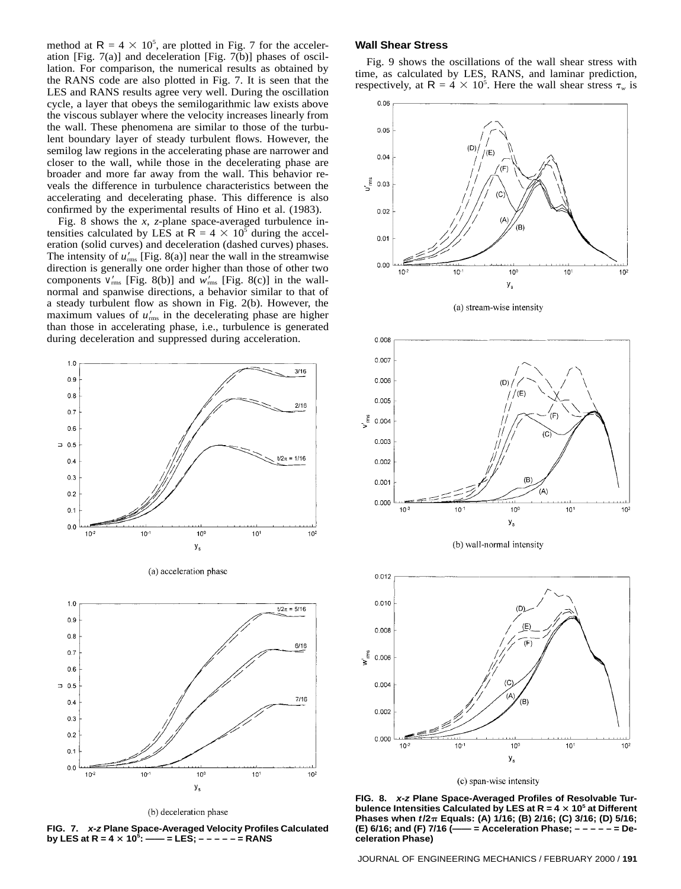method at $R = 4 \times 10^5$, are plotted in Fig. 7 for the acceleration [Fig. 7(a)] and deceleration [Fig. 7(b)] phases of oscillation. For comparison, the numerical results as obtained by the RANS code are also plotted in Fig. 7. It is seen that the LES and RANS results agree very well. During the oscillation cycle, a layer that obeys the semilogarithmic law exists above the viscous sublayer where the velocity increases linearly from the wall. These phenomena are similar to those of the turbulent boundary layer of steady turbulent flows. However, the semilog law regions in the accelerating phase are narrower and closer to the wall, while those in the decelerating phase are broader and more far away from the wall. This behavior reveals the difference in turbulence characteristics between the accelerating and decelerating phase. This difference is also confirmed by the experimental results of Hino et al. (1983).

Fig. 8 shows the $x$, $z$-plane space-averaged turbulence intensities calculated by LES at $R = 4 \times 10^5$ during the acceleration (solid curves) and deceleration (dashed curves) phases. The intensity of $u'_{rms}$ [Fig. 8(a)] near the wall in the streamwise direction is generally one order higher than those of other two components $v'_{rms}$ [Fig. 8(b)] and $w'_{rms}$ [Fig. 8(c)] in the wall-normal and spanwise directions, a behavior similar to that of a steady turbulent flow as shown in Fig. 2(b). However, the maximum values of $u'_{rms}$ in the decelerating phase are higher than those in accelerating phase, i.e., turbulence is generated during deceleration and suppressed during acceleration.

(a) acceleration phase

(b) deceleration phase

**FIG. 7. *x-z* Plane Space-Averaged Velocity Profiles Calculated by LES at $R = 4 \times 10^5$: —— = LES; – – – – – = RANS**

## Wall Shear Stress

Fig. 9 shows the oscillations of the wall shear stress with time, as calculated by LES, RANS, and laminar prediction, respectively, at $R = 4 \times 10^5$. Here the wall shear stress $\tau_w$ is

(a) stream-wise intensity

(b) wall-normal intensity

(c) span-wise intensity

**FIG. 8. *x-z* Plane Space-Averaged Profiles of Resolvable Turbulence Intensities Calculated by LES at $R = 4 \times 10^5$ at Different Phases when $t/2\pi$ Equals: (A) 1/16; (B) 2/16; (C) 3/16; (D) 5/16; (E) 6/16; and (F) 7/16 (—— = Acceleration Phase; – – – – – = Deceleration Phase)**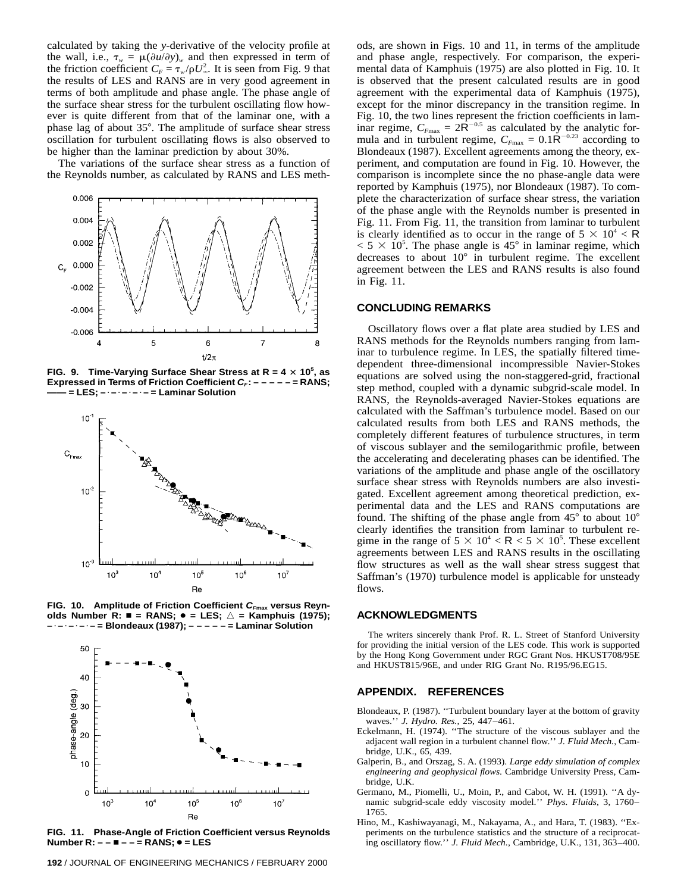calculated by taking the $y$-derivative of the velocity profile at the wall, i.e., $\tau_w = \mu(\partial u/\partial y)_w$ and then expressed in term of the friction coefficient $C_F = \tau_w/\rho U_\infty^2$. It is seen from Fig. 9 that the results of LES and RANS are in very good agreement in terms of both amplitude and phase angle. The phase angle of the surface shear stress for the turbulent oscillating flow however is quite different from that of the laminar one, with a phase lag of about 35°. The amplitude of surface shear stress oscillation for turbulent oscillating flows is also observed to be higher than the laminar prediction by about 30%.

The variations of the surface shear stress as a function of the Reynolds number, as calculated by RANS and LES methods, are shown in Figs. 10 and 11, in terms of the amplitude and phase angle, respectively. For comparison, the experimental data of Kamphuis (1975) are also plotted in Fig. 10. It is observed that the present calculated results are in good agreement with the experimental data of Kamphuis (1975), except for the minor discrepancy in the transition regime. In Fig. 10, the two lines represent the friction coefficients in laminar regime, $C_{F\max} = 2\mathsf{R}^{-0.5}$ as calculated by the analytic formula and in turbulent regime, $C_{F\max} = 0.1\mathsf{R}^{-0.23}$ according to Blondeaux (1987). Excellent agreements among the theory, experiment, and computation are found in Fig. 10. However, the comparison is incomplete since the no phase-angle data were reported by Kamphuis (1975), nor Blondeaux (1987). To complete the characterization of surface shear stress, the variation of the phase angle with the Reynolds number is presented in Fig. 11. From Fig. 11, the transition from laminar to turbulent is clearly identified as to occur in the range of $5 \times 10^4 < \mathsf{R} < 5 \times 10^5$. The phase angle is 45° in laminar regime, which decreases to about 10° in turbulent regime. The excellent agreement between the LES and RANS results is also found in Fig. 11.

**FIG. 9. Time-Varying Surface Shear Stress at R = 4 × 10$^5$, as Expressed in Terms of Friction Coefficient $C_F$: – – – – – = RANS; —— = LES; –·–·–·–·– = Laminar Solution**

**FIG. 10. Amplitude of Friction Coefficient $C_{F\max}$ versus Reynolds Number R: ■ = RANS; ● = LES; △ = Kamphuis (1975); –·–·–·–·– = Blondeaux (1987); – – – – – = Laminar Solution**

**FIG. 11. Phase-Angle of Friction Coefficient versus Reynolds Number R: – – ■ – – = RANS; ● = LES**

## CONCLUDING REMARKS

Oscillatory flows over a flat plate area studied by LES and RANS methods for the Reynolds numbers ranging from laminar to turbulence regime. In LES, the spatially filtered time-dependent three-dimensional incompressible Navier-Stokes equations are solved using the non-staggered-grid, fractional step method, coupled with a dynamic subgrid-scale model. In RANS, the Reynolds-averaged Navier-Stokes equations are calculated with the Saffman's turbulence model. Based on our calculated results from both LES and RANS methods, the completely different features of turbulence structures, in term of viscous sublayer and the semilogarithmic profile, between the accelerating and decelerating phases can be identified. The variations of the amplitude and phase angle of the oscillatory surface shear stress with Reynolds numbers are also investigated. Excellent agreement among theoretical prediction, experimental data and the LES and RANS computations are found. The shifting of the phase angle from 45° to about 10° clearly identifies the transition from laminar to turbulent regime in the range of $5 \times 10^4 < \mathsf{R} < 5 \times 10^5$. These excellent agreements between LES and RANS results in the oscillating flow structures as well as the wall shear stress suggest that Saffman's (1970) turbulence model is applicable for unsteady flows.

## ACKNOWLEDGMENTS

The writers sincerely thank Prof. R. L. Street of Stanford University for providing the initial version of the LES code. This work is supported by the Hong Kong Government under RGC Grant Nos. HKUST708/95E and HKUST815/96E, and under RIG Grant No. R195/96.EG15.

## APPENDIX. REFERENCES

Blondeaux, P. (1987). ''Turbulent boundary layer at the bottom of gravity waves.'' *J. Hydro. Res.*, 25, 447–461.

Eckelmann, H. (1974). ''The structure of the viscous sublayer and the adjacent wall region in a turbulent channel flow.'' *J. Fluid Mech.*, Cambridge, U.K., 65, 439.

Galperin, B., and Orszag, S. A. (1993). *Large eddy simulation of complex engineering and geophysical flows*. Cambridge University Press, Cambridge, U.K.

Germano, M., Piomelli, U., Moin, P., and Cabot, W. H. (1991). ''A dynamic subgrid-scale eddy viscosity model.'' *Phys. Fluids*, 3, 1760–1765.

Hino, M., Kashiwayanagi, M., Nakayama, A., and Hara, T. (1983). ''Experiments on the turbulence statistics and the structure of a reciprocating oscillatory flow.'' *J. Fluid Mech.*, Cambridge, U.K., 131, 363–400.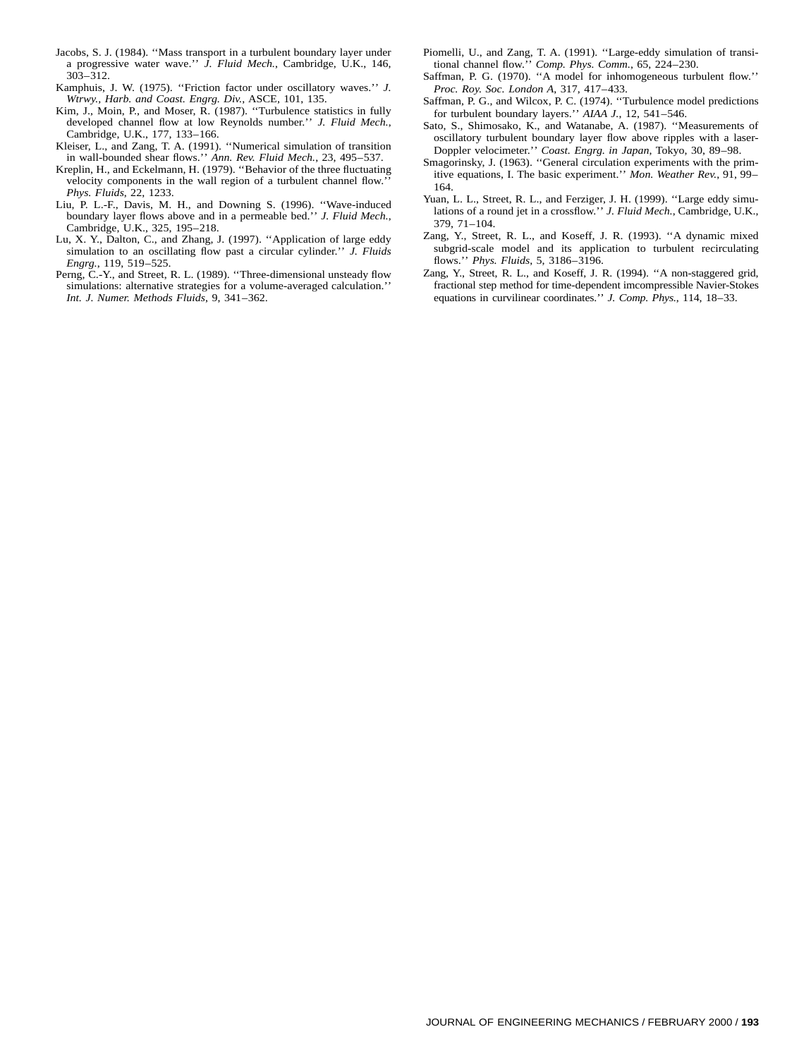Jacobs, S. J. (1984). ''Mass transport in a turbulent boundary layer under a progressive water wave.'' *J. Fluid Mech.*, Cambridge, U.K., 146, 303–312.

Kamphuis, J. W. (1975). ''Friction factor under oscillatory waves.'' *J. Wtrwy., Harb. and Coast. Engrg. Div.*, ASCE, 101, 135.

Kim, J., Moin, P., and Moser, R. (1987). ''Turbulence statistics in fully developed channel flow at low Reynolds number.'' *J. Fluid Mech.*, Cambridge, U.K., 177, 133–166.

Kleiser, L., and Zang, T. A. (1991). ''Numerical simulation of transition in wall-bounded shear flows.'' *Ann. Rev. Fluid Mech.*, 23, 495–537.

Kreplin, H., and Eckelmann, H. (1979). ''Behavior of the three fluctuating velocity components in the wall region of a turbulent channel flow.'' *Phys. Fluids*, 22, 1233.

Liu, P. L.-F., Davis, M. H., and Downing S. (1996). ''Wave-induced boundary layer flows above and in a permeable bed.'' *J. Fluid Mech.*, Cambridge, U.K., 325, 195–218.

Lu, X. Y., Dalton, C., and Zhang, J. (1997). ''Application of large eddy simulation to an oscillating flow past a circular cylinder.'' *J. Fluids Engrg.*, 119, 519–525.

Perng, C.-Y., and Street, R. L. (1989). ''Three-dimensional unsteady flow simulations: alternative strategies for a volume-averaged calculation.'' *Int. J. Numer. Methods Fluids*, 9, 341–362.

Piomelli, U., and Zang, T. A. (1991). ''Large-eddy simulation of transitional channel flow.'' *Comp. Phys. Comm.*, 65, 224–230.

Saffman, P. G. (1970). ''A model for inhomogeneous turbulent flow.'' *Proc. Roy. Soc. London A*, 317, 417–433.

Saffman, P. G., and Wilcox, P. C. (1974). ''Turbulence model predictions for turbulent boundary layers.'' *AIAA J.*, 12, 541–546.

Sato, S., Shimosako, K., and Watanabe, A. (1987). ''Measurements of oscillatory turbulent boundary layer flow above ripples with a laser-Doppler velocimeter.'' *Coast. Engrg. in Japan*, Tokyo, 30, 89–98.

Smagorinsky, J. (1963). ''General circulation experiments with the primitive equations, I. The basic experiment.'' *Mon. Weather Rev.*, 91, 99–164.

Yuan, L. L., Street, R. L., and Ferziger, J. H. (1999). ''Large eddy simulations of a round jet in a crossflow.'' *J. Fluid Mech.*, Cambridge, U.K., 379, 71–104.

Zang, Y., Street, R. L., and Koseff, J. R. (1993). ''A dynamic mixed subgrid-scale model and its application to turbulent recirculating flows.'' *Phys. Fluids*, 5, 3186–3196.

Zang, Y., Street, R. L., and Koseff, J. R. (1994). ''A non-staggered grid, fractional step method for time-dependent imcompressible Navier-Stokes equations in curvilinear coordinates.'' *J. Comp. Phys.*, 114, 18–33.